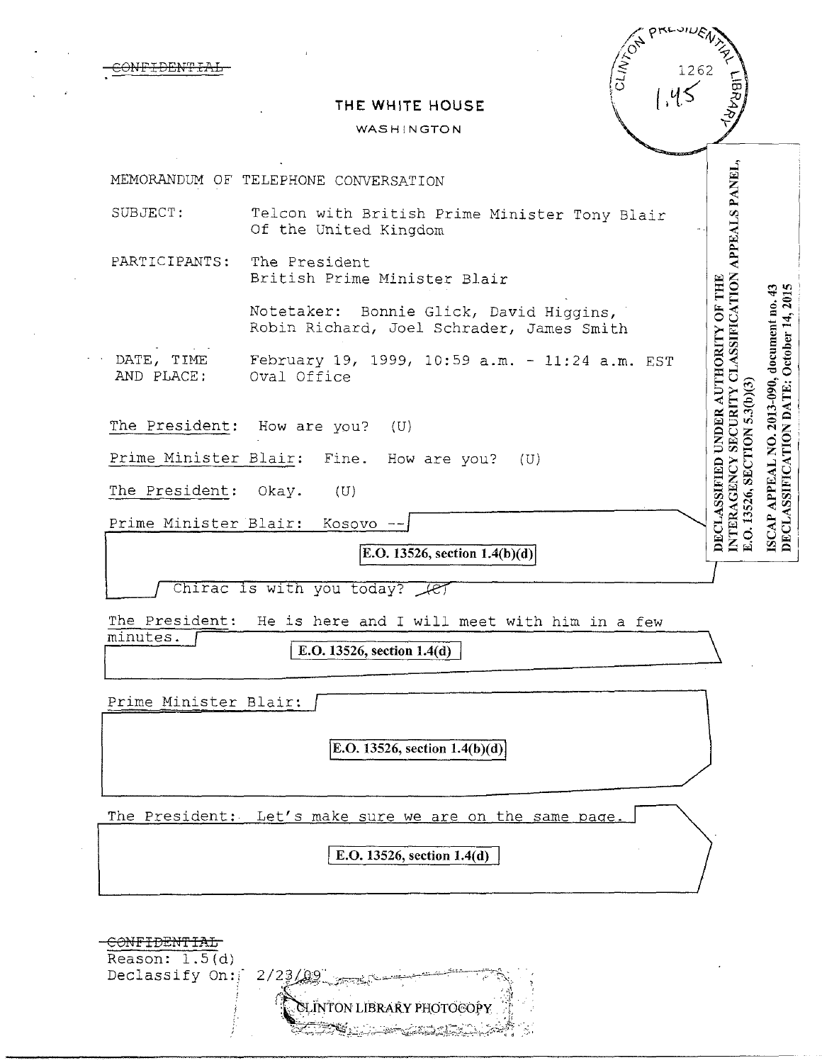~~CONFIDENTIAL~~

CLINTON PRESIDENTIAL LIBRARY
1262
1,45

# THE WHITE HOUSE

WASHINGTON

DECLASSIFIED UNDER AUTHORITY OF THE INTERAGENCY SECURITY CLASSIFICATION APPEALS PANEL, E.O. 13526, SECTION 5.3(b)(3)

ISCAP APPEAL NO. 2013-090, document no. 43
DECLASSIFICATION DATE: October 14, 2015

MEMORANDUM OF TELEPHONE CONVERSATION

SUBJECT: Telcon with British Prime Minister Tony Blair Of the United Kingdom

PARTICIPANTS: The President
British Prime Minister Blair

Notetaker: Bonnie Glick, David Higgins, Robin Richard, Joel Schrader, James Smith

DATE, TIME AND PLACE: February 19, 1999, 10:59 a.m. - 11:24 a.m. EST Oval Office

The President: How are you? (U)

Prime Minister Blair: Fine. How are you? (U)

The President: Okay. (U)

Prime Minister Blair: Kosovo --

E.O. 13526, section 1.4(b)(d)

Chirac is with you today? ~~(C)~~

The President: He is here and I will meet with him in a few minutes.

E.O. 13526, section 1.4(d)

Prime Minister Blair:

E.O. 13526, section 1.4(b)(d)

The President: Let's make sure we are on the same page.

E.O. 13526, section 1.4(d)

~~CONFIDENTIAL~~
Reason: 1.5(d)
Declassify On: 2/23/09

CLINTON LIBRARY PHOTOCOPY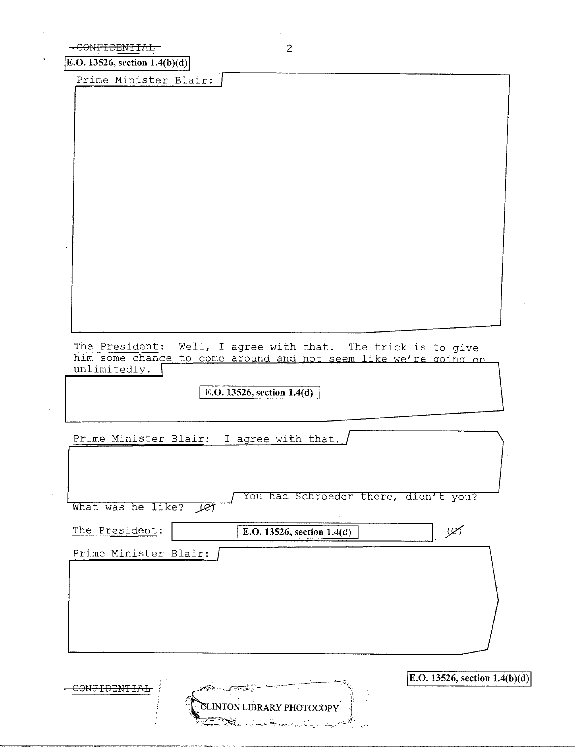CONFIDENTIAL

E.O. 13526, section 1.4(b)(d)

Prime Minister Blair:

The President: Well, I agree with that. The trick is to give him some chance to come around and not seem like we're going on unlimitedly.

E.O. 13526, section 1.4(d)

Prime Minister Blair: I agree with that. You had Schroeder there, didn't you? What was he like? (C)

The President: E.O. 13526, section 1.4(d) (C)

Prime Minister Blair:

CONFIDENTIAL

E.O. 13526, section 1.4(b)(d)

CLINTON LIBRARY PHOTOCOPY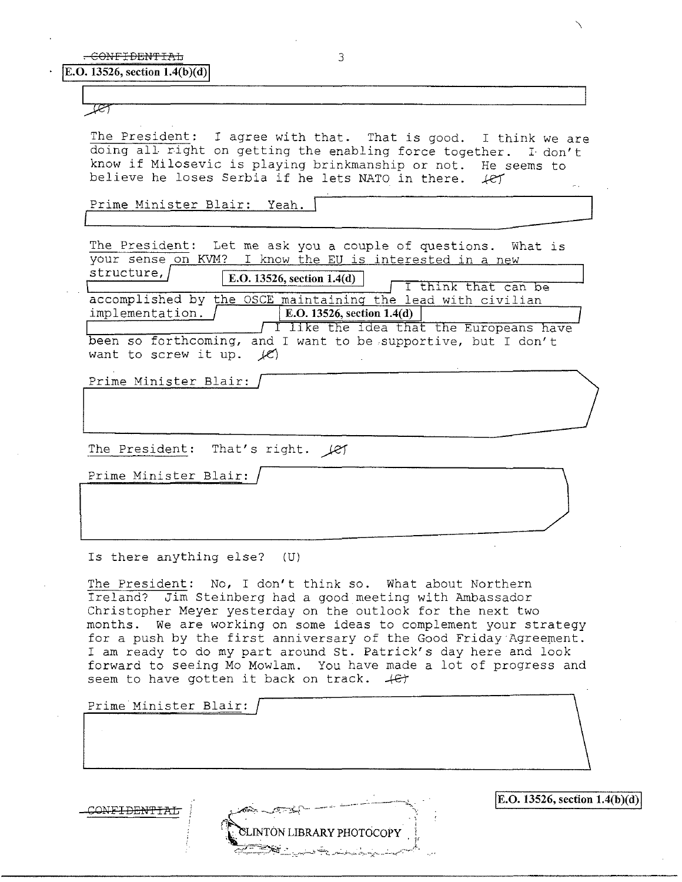~~CONFIDENTIAL~~

E.O. 13526, section 1.4(b)(d)

(C)

The President: I agree with that. That is good. I think we are doing all right on getting the enabling force together. I don't know if Milosevic is playing brinkmanship or not. He seems to believe he loses Serbia if he lets NATO in there. (C)

Prime Minister Blair: Yeah.

The President: Let me ask you a couple of questions. What is your sense on KVM? I know the EU is interested in a new structure, E.O. 13526, section 1.4(d) I think that can be accomplished by the OSCE maintaining the lead with civilian implementation. E.O. 13526, section 1.4(d) I like the idea that the Europeans have been so forthcoming, and I want to be supportive, but I don't want to screw it up. (C)

Prime Minister Blair:

The President: That's right. (C)

Prime Minister Blair:

Is there anything else? (U)

The President: No, I don't think so. What about Northern Ireland? Jim Steinberg had a good meeting with Ambassador Christopher Meyer yesterday on the outlook for the next two months. We are working on some ideas to complement your strategy for a push by the first anniversary of the Good Friday Agreement. I am ready to do my part around St. Patrick's day here and look forward to seeing Mo Mowlam. You have made a lot of progress and seem to have gotten it back on track. (C)

Prime Minister Blair:

~~CONFIDENTIAL~~

CLINTON LIBRARY PHOTOCOPY

E.O. 13526, section 1.4(b)(d)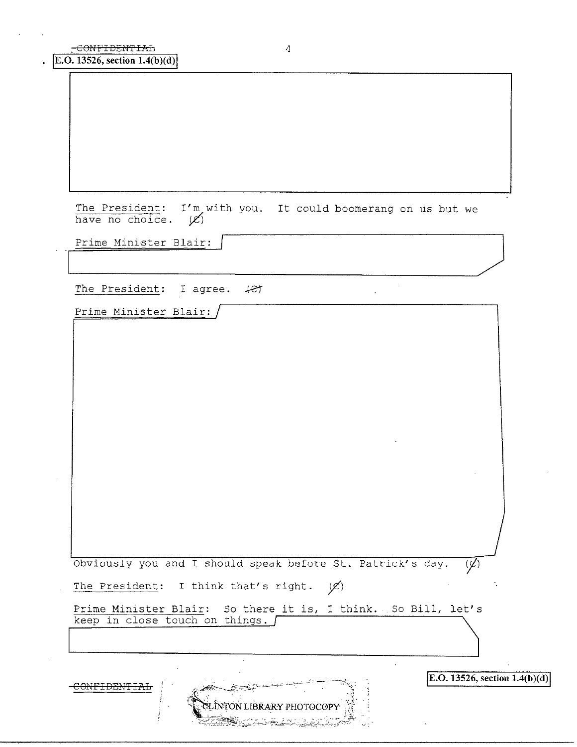CONFIDENTIAL

E.O. 13526, section 1.4(b)(d)

The President: I'm with you. It could boomerang on us but we have no choice. (C)

Prime Minister Blair:

The President: I agree. (C)

Prime Minister Blair:

Obviously you and I should speak before St. Patrick's day. (C)

The President: I think that's right. (C)

Prime Minister Blair: So there it is, I think. So Bill, let's keep in close touch on things.

CONFIDENTIAL

E.O. 13526, section 1.4(b)(d)

CLINTON LIBRARY PHOTOCOPY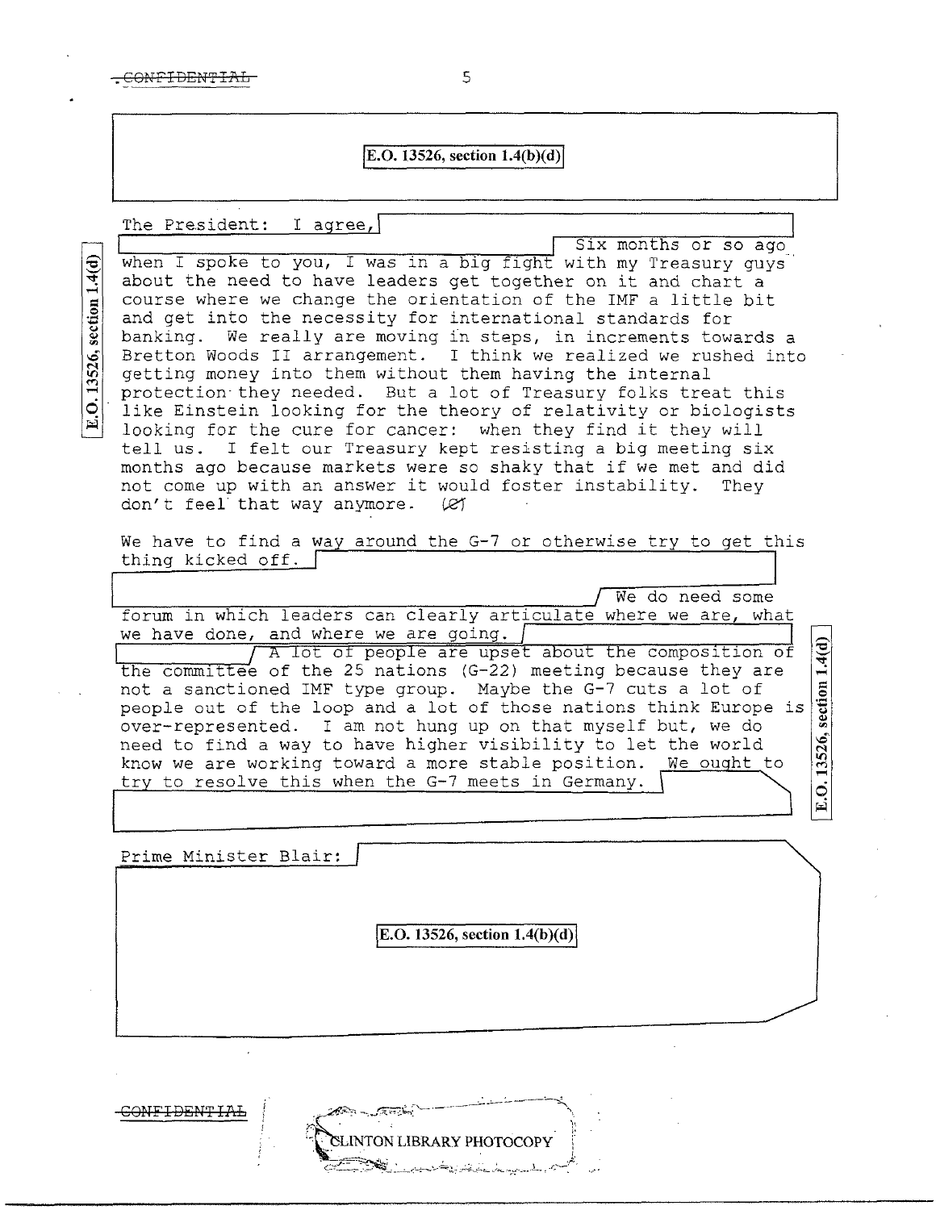E.O. 13526, section 1.4(b)(d)

The President: I agree, Six months or so ago when I spoke to you, I was in a big fight with my Treasury guys about the need to have leaders get together on it and chart a course where we change the orientation of the IMF a little bit and get into the necessity for international standards for banking. We really are moving in steps, in increments towards a Bretton Woods II arrangement. I think we realized we rushed into getting money into them without them having the internal protection they needed. But a lot of Treasury folks treat this like Einstein looking for the theory of relativity or biologists looking for the cure for cancer: when they find it they will tell us. I felt our Treasury kept resisting a big meeting six months ago because markets were so shaky that if we met and did not come up with an answer it would foster instability. They don't feel that way anymore. (C)

E.O. 13526, section 1.4(d)

We have to find a way around the G-7 or otherwise try to get this thing kicked off. We do need some forum in which leaders can clearly articulate where we are, what we have done, and where we are going. A lot of people are upset about the composition of the committee of the 25 nations (G-22) meeting because they are not a sanctioned IMF type group. Maybe the G-7 cuts a lot of people out of the loop and a lot of those nations think Europe is over-represented. I am not hung up on that myself but, we do need to find a way to have higher visibility to let the world know we are working toward a more stable position. We ought to try to resolve this when the G-7 meets in Germany.

E.O. 13526, section 1.4(d)

Prime Minister Blair:

E.O. 13526, section 1.4(b)(d)

CLINTON LIBRARY PHOTOCOPY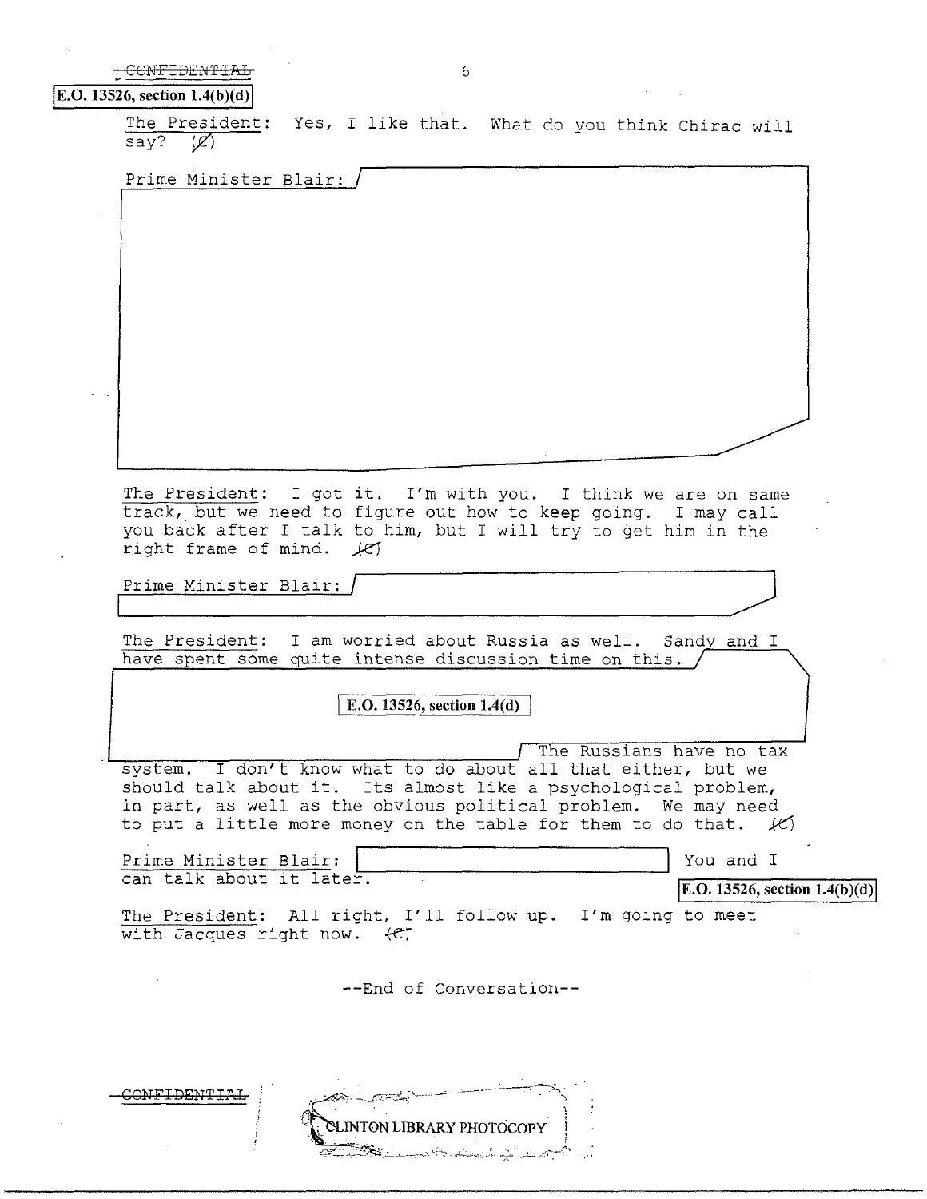CONFIDENTIAL

E.O. 13526, section 1.4(b)(d)

The President: Yes, I like that. What do you think Chirac will say? (C)

Prime Minister Blair:

The President: I got it. I'm with you. I think we are on same track, but we need to figure out how to keep going. I may call you back after I talk to him, but I will try to get him in the right frame of mind. (C)

Prime Minister Blair:

The President: I am worried about Russia as well. Sandy and I have spent some quite intense discussion time on this.

E.O. 13526, section 1.4(d)

The Russians have no tax system. I don't know what to do about all that either, but we should talk about it. Its almost like a psychological problem, in part, as well as the obvious political problem. We may need to put a little more money on the table for them to do that. (C)

Prime Minister Blair: You and I can talk about it later.

E.O. 13526, section 1.4(b)(d)

The President: All right, I'll follow up. I'm going to meet with Jacques right now. (C)

--End of Conversation--

CONFIDENTIAL

CLINTON LIBRARY PHOTOCOPY